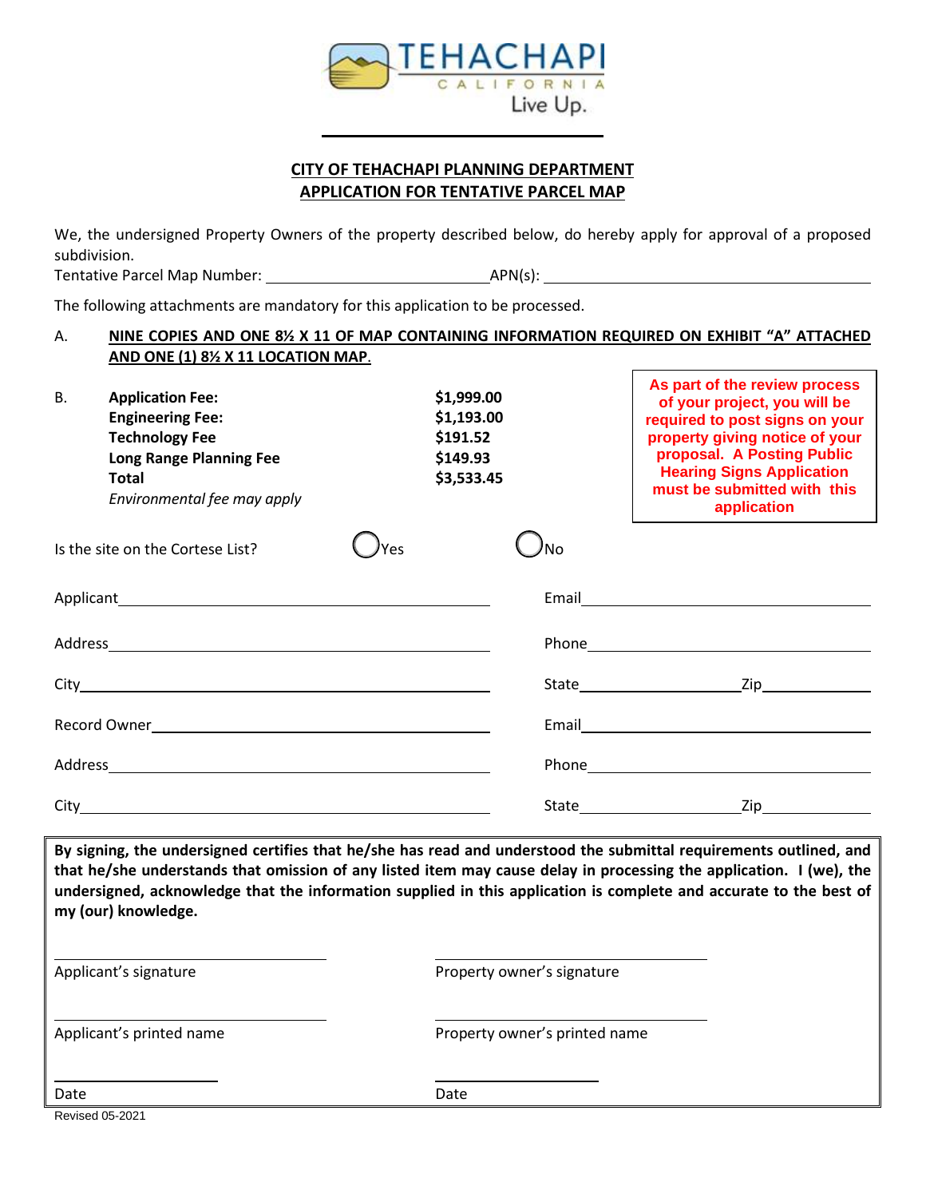TEHACHAPI
CALIFORNIA
Live Up.

## CITY OF TEHACHAPI PLANNING DEPARTMENT
## APPLICATION FOR TENTATIVE PARCEL MAP

We, the undersigned Property Owners of the property described below, do hereby apply for approval of a proposed subdivision.

Tentative Parcel Map Number: ______________________ APN(s): ______________________

The following attachments are mandatory for this application to be processed.

A. **NINE COPIES AND ONE 8½ X 11 OF MAP CONTAINING INFORMATION REQUIRED ON EXHIBIT "A" ATTACHED AND ONE (1) 8½ X 11 LOCATION MAP.**

B.

| | |
|---|---|
| **Application Fee:** | **$1,999.00** |
| **Engineering Fee:** | **$1,193.00** |
| **Technology Fee** | **$191.52** |
| **Long Range Planning Fee** | **$149.93** |
| **Total** | **$3,533.45** |
| *Environmental fee may apply* | |

**As part of the review process of your project, you will be required to post signs on your property giving notice of your proposal. A Posting Public Hearing Signs Application must be submitted with this application**

Is the site on the Cortese List? ◯ Yes ◯ No

Applicant ______________________ Email ______________________

Address ______________________ Phone ______________________

City ______________________ State ____________ Zip ________

Record Owner ______________________ Email ______________________

Address ______________________ Phone ______________________

City ______________________ State ____________ Zip ________

**By signing, the undersigned certifies that he/she has read and understood the submittal requirements outlined, and that he/she understands that omission of any listed item may cause delay in processing the application. I (we), the undersigned, acknowledge that the information supplied in this application is complete and accurate to the best of my (our) knowledge.**

______________________ ______________________
Applicant's signature Property owner's signature

______________________ ______________________
Applicant's printed name Property owner's printed name

______________________ ______________________
Date Date

Revised 05-2021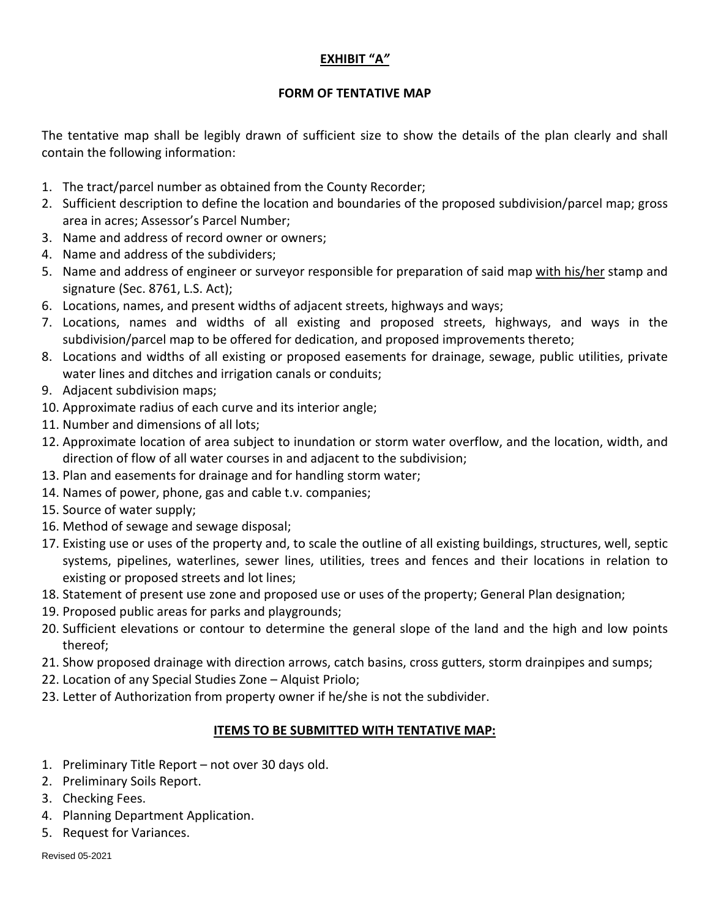# EXHIBIT "A"

## FORM OF TENTATIVE MAP

The tentative map shall be legibly drawn of sufficient size to show the details of the plan clearly and shall contain the following information:

1. The tract/parcel number as obtained from the County Recorder;
2. Sufficient description to define the location and boundaries of the proposed subdivision/parcel map; gross area in acres; Assessor's Parcel Number;
3. Name and address of record owner or owners;
4. Name and address of the subdividers;
5. Name and address of engineer or surveyor responsible for preparation of said map with his/her stamp and signature (Sec. 8761, L.S. Act);
6. Locations, names, and present widths of adjacent streets, highways and ways;
7. Locations, names and widths of all existing and proposed streets, highways, and ways in the subdivision/parcel map to be offered for dedication, and proposed improvements thereto;
8. Locations and widths of all existing or proposed easements for drainage, sewage, public utilities, private water lines and ditches and irrigation canals or conduits;
9. Adjacent subdivision maps;
10. Approximate radius of each curve and its interior angle;
11. Number and dimensions of all lots;
12. Approximate location of area subject to inundation or storm water overflow, and the location, width, and direction of flow of all water courses in and adjacent to the subdivision;
13. Plan and easements for drainage and for handling storm water;
14. Names of power, phone, gas and cable t.v. companies;
15. Source of water supply;
16. Method of sewage and sewage disposal;
17. Existing use or uses of the property and, to scale the outline of all existing buildings, structures, well, septic systems, pipelines, waterlines, sewer lines, utilities, trees and fences and their locations in relation to existing or proposed streets and lot lines;
18. Statement of present use zone and proposed use or uses of the property; General Plan designation;
19. Proposed public areas for parks and playgrounds;
20. Sufficient elevations or contour to determine the general slope of the land and the high and low points thereof;
21. Show proposed drainage with direction arrows, catch basins, cross gutters, storm drainpipes and sumps;
22. Location of any Special Studies Zone – Alquist Priolo;
23. Letter of Authorization from property owner if he/she is not the subdivider.

## ITEMS TO BE SUBMITTED WITH TENTATIVE MAP:

1. Preliminary Title Report – not over 30 days old.
2. Preliminary Soils Report.
3. Checking Fees.
4. Planning Department Application.
5. Request for Variances.

Revised 05-2021